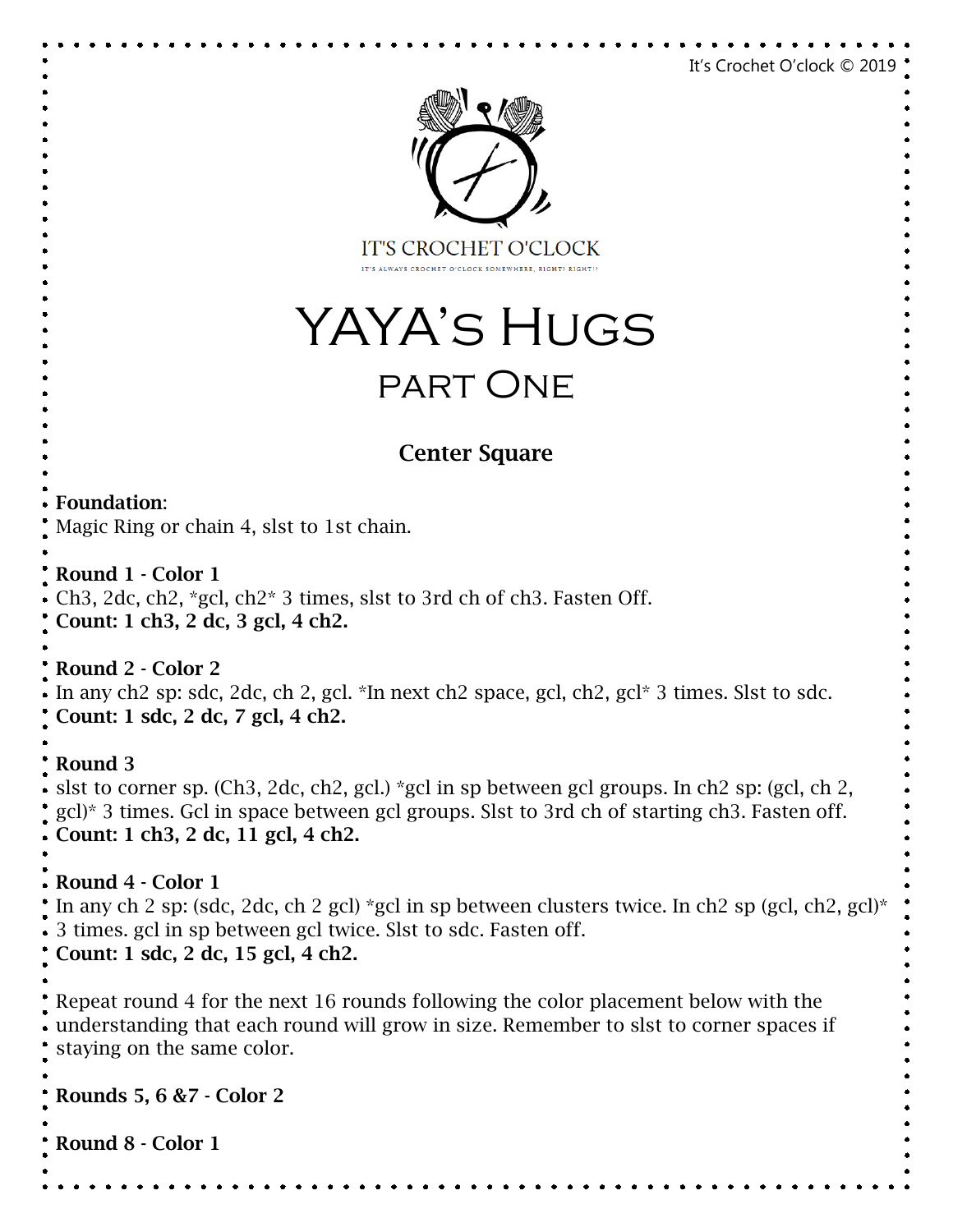It's Crochet O'clock © 2019

IT'S CROCHET O'CLOCK

IT'S ALWAYS CROCHET O'CLOCK SOMEWHERE, RIGHT? RIGHT!?

# YAYA's Hugs

## part One

### Center Square

**Foundation**:
Magic Ring or chain 4, slst to 1st chain.

**Round 1 - Color 1**
Ch3, 2dc, ch2, *gcl, ch2* 3 times, slst to 3rd ch of ch3. Fasten Off.
**Count: 1 ch3, 2 dc, 3 gcl, 4 ch2.**

**Round 2 - Color 2**
In any ch2 sp: sdc, 2dc, ch 2, gcl. *In next ch2 space, gcl, ch2, gcl* 3 times. Slst to sdc.
**Count: 1 sdc, 2 dc, 7 gcl, 4 ch2.**

**Round 3**
slst to corner sp. (Ch3, 2dc, ch2, gcl.) *gcl in sp between gcl groups. In ch2 sp: (gcl, ch 2, gcl)* 3 times. Gcl in space between gcl groups. Slst to 3rd ch of starting ch3. Fasten off.
**Count: 1 ch3, 2 dc, 11 gcl, 4 ch2.**

**Round 4 - Color 1**
In any ch 2 sp: (sdc, 2dc, ch 2 gcl) *gcl in sp between clusters twice. In ch2 sp (gcl, ch2, gcl)* 3 times. gcl in sp between gcl twice. Slst to sdc. Fasten off.
**Count: 1 sdc, 2 dc, 15 gcl, 4 ch2.**

Repeat round 4 for the next 16 rounds following the color placement below with the understanding that each round will grow in size. Remember to slst to corner spaces if staying on the same color.

**Rounds 5, 6 &7 - Color 2**

**Round 8 - Color 1**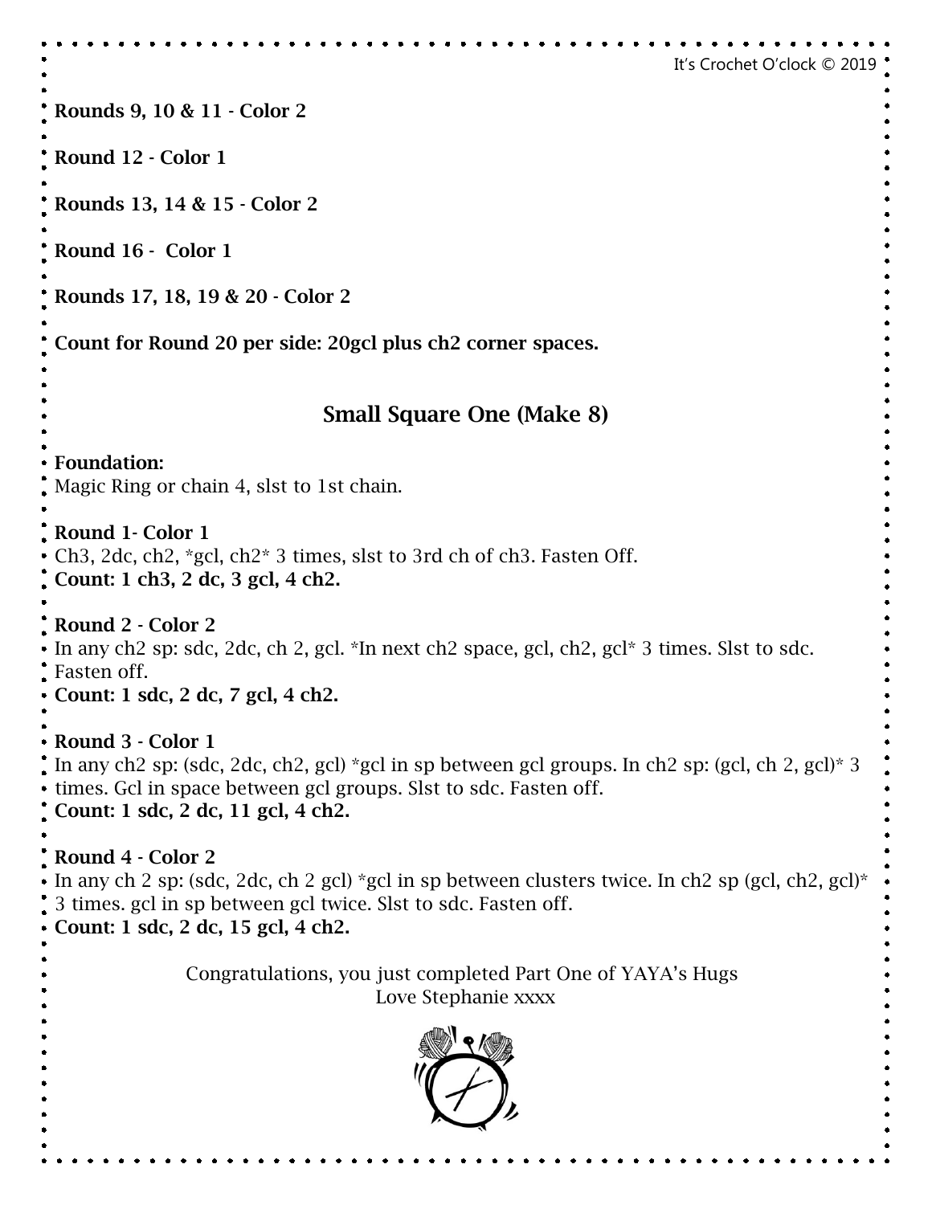**Rounds 9, 10 & 11 - Color 2**

**Round 12 - Color 1**

**Rounds 13, 14 & 15 - Color 2**

**Round 16 - Color 1**

**Rounds 17, 18, 19 & 20 - Color 2**

**Count for Round 20 per side: 20gcl plus ch2 corner spaces.**

## Small Square One (Make 8)

**Foundation:**
Magic Ring or chain 4, slst to 1st chain.

**Round 1- Color 1**
Ch3, 2dc, ch2, *gcl, ch2* 3 times, slst to 3rd ch of ch3. Fasten Off.
**Count: 1 ch3, 2 dc, 3 gcl, 4 ch2.**

**Round 2 - Color 2**
In any ch2 sp: sdc, 2dc, ch 2, gcl. *In next ch2 space, gcl, ch2, gcl* 3 times. Slst to sdc. Fasten off.
**Count: 1 sdc, 2 dc, 7 gcl, 4 ch2.**

**Round 3 - Color 1**
In any ch2 sp: (sdc, 2dc, ch2, gcl) *gcl in sp between gcl groups. In ch2 sp: (gcl, ch 2, gcl)* 3 times. Gcl in space between gcl groups. Slst to sdc. Fasten off.
**Count: 1 sdc, 2 dc, 11 gcl, 4 ch2.**

**Round 4 - Color 2**
In any ch 2 sp: (sdc, 2dc, ch 2 gcl) *gcl in sp between clusters twice. In ch2 sp (gcl, ch2, gcl)* 3 times. gcl in sp between gcl twice. Slst to sdc. Fasten off.
**Count: 1 sdc, 2 dc, 15 gcl, 4 ch2.**

Congratulations, you just completed Part One of YAYA's Hugs
Love Stephanie xxxx